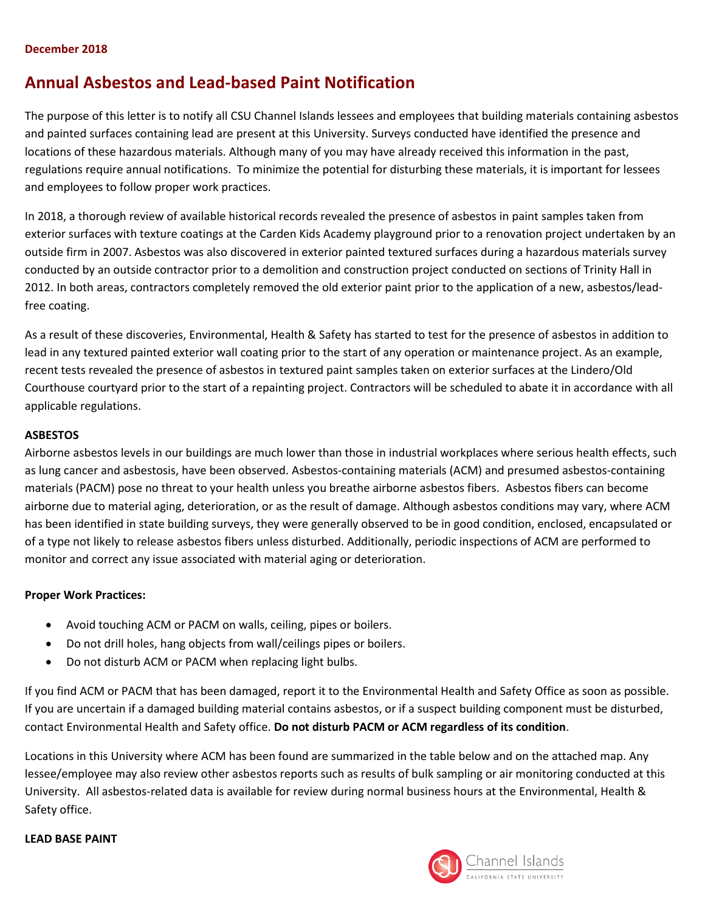**December 2018**

# Annual Asbestos and Lead-based Paint Notification

The purpose of this letter is to notify all CSU Channel Islands lessees and employees that building materials containing asbestos and painted surfaces containing lead are present at this University. Surveys conducted have identified the presence and locations of these hazardous materials. Although many of you may have already received this information in the past, regulations require annual notifications. To minimize the potential for disturbing these materials, it is important for lessees and employees to follow proper work practices.

In 2018, a thorough review of available historical records revealed the presence of asbestos in paint samples taken from exterior surfaces with texture coatings at the Carden Kids Academy playground prior to a renovation project undertaken by an outside firm in 2007. Asbestos was also discovered in exterior painted textured surfaces during a hazardous materials survey conducted by an outside contractor prior to a demolition and construction project conducted on sections of Trinity Hall in 2012. In both areas, contractors completely removed the old exterior paint prior to the application of a new, asbestos/lead-free coating.

As a result of these discoveries, Environmental, Health & Safety has started to test for the presence of asbestos in addition to lead in any textured painted exterior wall coating prior to the start of any operation or maintenance project. As an example, recent tests revealed the presence of asbestos in textured paint samples taken on exterior surfaces at the Lindero/Old Courthouse courtyard prior to the start of a repainting project. Contractors will be scheduled to abate it in accordance with all applicable regulations.

**ASBESTOS**

Airborne asbestos levels in our buildings are much lower than those in industrial workplaces where serious health effects, such as lung cancer and asbestosis, have been observed. Asbestos-containing materials (ACM) and presumed asbestos-containing materials (PACM) pose no threat to your health unless you breathe airborne asbestos fibers. Asbestos fibers can become airborne due to material aging, deterioration, or as the result of damage. Although asbestos conditions may vary, where ACM has been identified in state building surveys, they were generally observed to be in good condition, enclosed, encapsulated or of a type not likely to release asbestos fibers unless disturbed. Additionally, periodic inspections of ACM are performed to monitor and correct any issue associated with material aging or deterioration.

**Proper Work Practices:**

- Avoid touching ACM or PACM on walls, ceiling, pipes or boilers.
- Do not drill holes, hang objects from wall/ceilings pipes or boilers.
- Do not disturb ACM or PACM when replacing light bulbs.

If you find ACM or PACM that has been damaged, report it to the Environmental Health and Safety Office as soon as possible. If you are uncertain if a damaged building material contains asbestos, or if a suspect building component must be disturbed, contact Environmental Health and Safety office. **Do not disturb PACM or ACM regardless of its condition**.

Locations in this University where ACM has been found are summarized in the table below and on the attached map. Any lessee/employee may also review other asbestos reports such as results of bulk sampling or air monitoring conducted at this University. All asbestos-related data is available for review during normal business hours at the Environmental, Health & Safety office.

**LEAD BASE PAINT**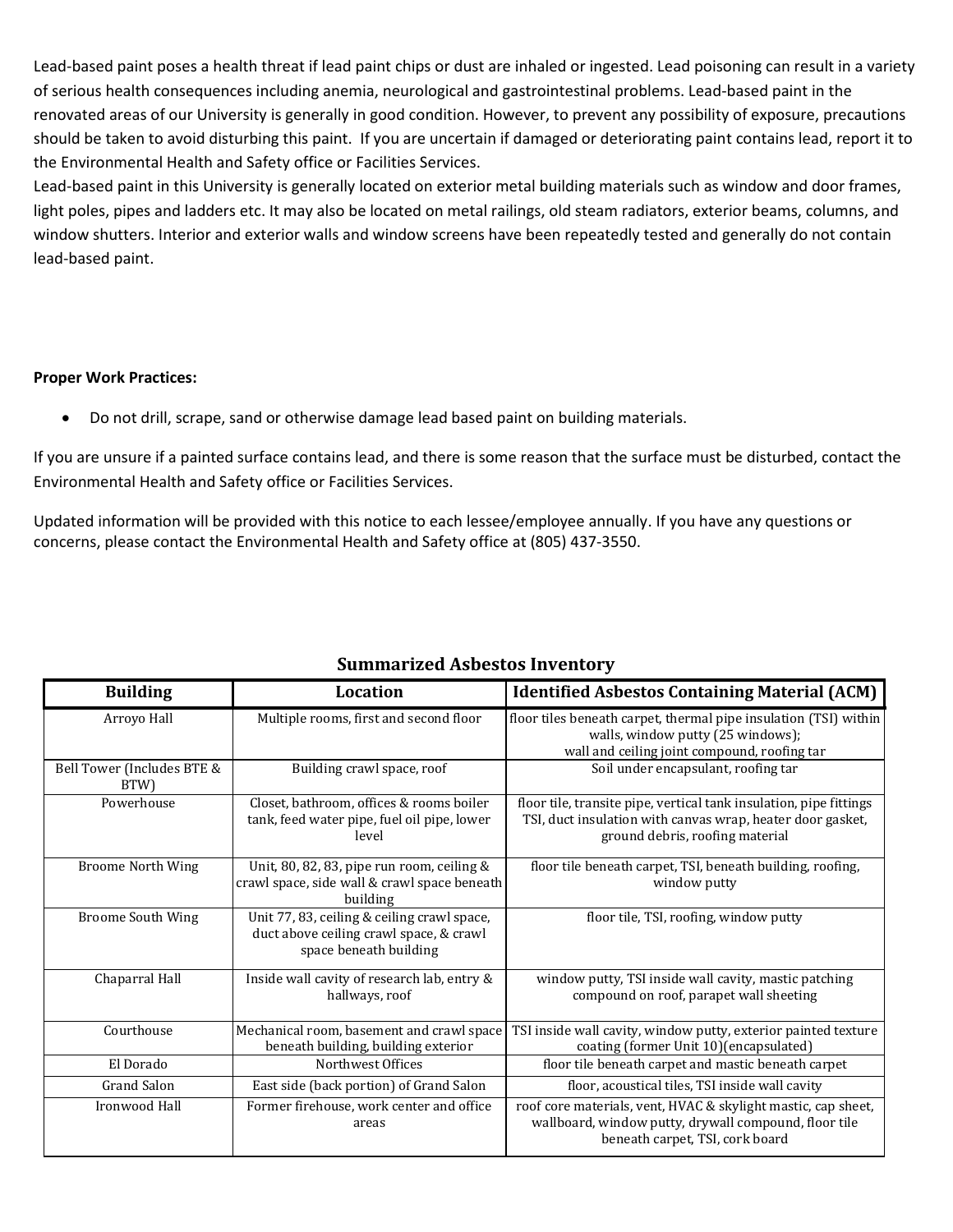Lead-based paint poses a health threat if lead paint chips or dust are inhaled or ingested. Lead poisoning can result in a variety of serious health consequences including anemia, neurological and gastrointestinal problems. Lead-based paint in the renovated areas of our University is generally in good condition. However, to prevent any possibility of exposure, precautions should be taken to avoid disturbing this paint. If you are uncertain if damaged or deteriorating paint contains lead, report it to the Environmental Health and Safety office or Facilities Services.

Lead-based paint in this University is generally located on exterior metal building materials such as window and door frames, light poles, pipes and ladders etc. It may also be located on metal railings, old steam radiators, exterior beams, columns, and window shutters. Interior and exterior walls and window screens have been repeatedly tested and generally do not contain lead-based paint.

**Proper Work Practices:**

- Do not drill, scrape, sand or otherwise damage lead based paint on building materials.

If you are unsure if a painted surface contains lead, and there is some reason that the surface must be disturbed, contact the Environmental Health and Safety office or Facilities Services.

Updated information will be provided with this notice to each lessee/employee annually. If you have any questions or concerns, please contact the Environmental Health and Safety office at (805) 437-3550.

## Summarized Asbestos Inventory

| Building | Location | Identified Asbestos Containing Material (ACM) |
|---|---|---|
| Arroyo Hall | Multiple rooms, first and second floor | floor tiles beneath carpet, thermal pipe insulation (TSI) within walls, window putty (25 windows); wall and ceiling joint compound, roofing tar |
| Bell Tower (Includes BTE & BTW) | Building crawl space, roof | Soil under encapsulant, roofing tar |
| Powerhouse | Closet, bathroom, offices & rooms boiler tank, feed water pipe, fuel oil pipe, lower level | floor tile, transite pipe, vertical tank insulation, pipe fittings TSI, duct insulation with canvas wrap, heater door gasket, ground debris, roofing material |
| Broome North Wing | Unit, 80, 82, 83, pipe run room, ceiling & crawl space, side wall & crawl space beneath building | floor tile beneath carpet, TSI, beneath building, roofing, window putty |
| Broome South Wing | Unit 77, 83, ceiling & ceiling crawl space, duct above ceiling crawl space, & crawl space beneath building | floor tile, TSI, roofing, window putty |
| Chaparral Hall | Inside wall cavity of research lab, entry & hallways, roof | window putty, TSI inside wall cavity, mastic patching compound on roof, parapet wall sheeting |
| Courthouse | Mechanical room, basement and crawl space beneath building, building exterior | TSI inside wall cavity, window putty, exterior painted texture coating (former Unit 10)(encapsulated) |
| El Dorado | Northwest Offices | floor tile beneath carpet and mastic beneath carpet |
| Grand Salon | East side (back portion) of Grand Salon | floor, acoustical tiles, TSI inside wall cavity |
| Ironwood Hall | Former firehouse, work center and office areas | roof core materials, vent, HVAC & skylight mastic, cap sheet, wallboard, window putty, drywall compound, floor tile beneath carpet, TSI, cork board |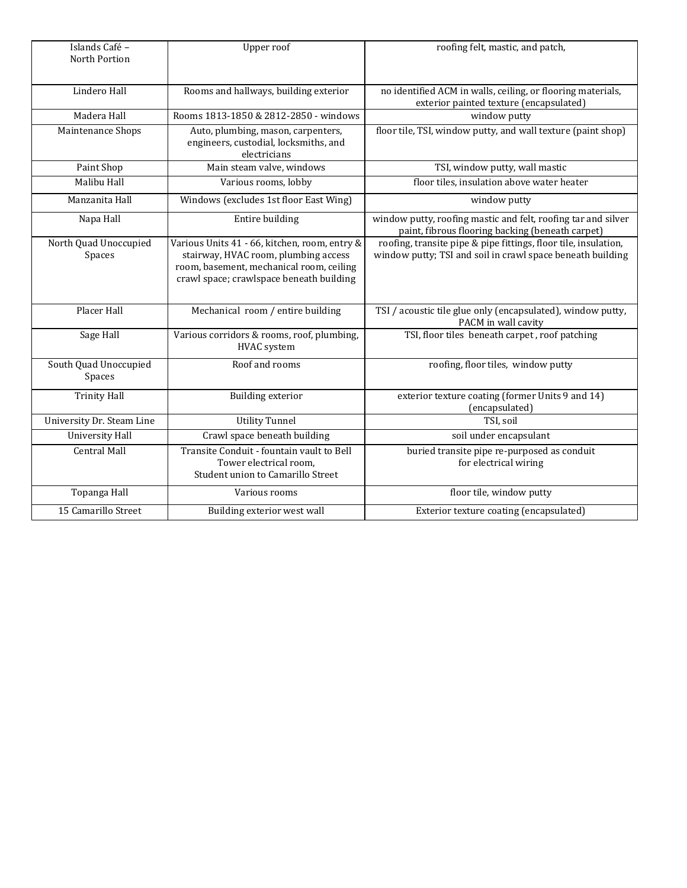| | | |
|---|---|---|
| Islands Café – North Portion | Upper roof | roofing felt, mastic, and patch, |
| Lindero Hall | Rooms and hallways, building exterior | no identified ACM in walls, ceiling, or flooring materials, exterior painted texture (encapsulated) |
| Madera Hall | Rooms 1813-1850 & 2812-2850 - windows | window putty |
| Maintenance Shops | Auto, plumbing, mason, carpenters, engineers, custodial, locksmiths, and electricians | floor tile, TSI, window putty, and wall texture (paint shop) |
| Paint Shop | Main steam valve, windows | TSI, window putty, wall mastic |
| Malibu Hall | Various rooms, lobby | floor tiles, insulation above water heater |
| Manzanita Hall | Windows (excludes 1st floor East Wing) | window putty |
| Napa Hall | Entire building | window putty, roofing mastic and felt, roofing tar and silver paint, fibrous flooring backing (beneath carpet) |
| North Quad Unoccupied Spaces | Various Units 41 - 66, kitchen, room, entry & stairway, HVAC room, plumbing access room, basement, mechanical room, ceiling crawl space; crawlspace beneath building | roofing, transite pipe & pipe fittings, floor tile, insulation, window putty; TSI and soil in crawl space beneath building |
| Placer Hall | Mechanical room / entire building | TSI / acoustic tile glue only (encapsulated), window putty, PACM in wall cavity |
| Sage Hall | Various corridors & rooms, roof, plumbing, HVAC system | TSI, floor tiles beneath carpet , roof patching |
| South Quad Unoccupied Spaces | Roof and rooms | roofing, floor tiles, window putty |
| Trinity Hall | Building exterior | exterior texture coating (former Units 9 and 14) (encapsulated) |
| University Dr. Steam Line | Utility Tunnel | TSI, soil |
| University Hall | Crawl space beneath building | soil under encapsulant |
| Central Mall | Transite Conduit - fountain vault to Bell Tower electrical room, Student union to Camarillo Street | buried transite pipe re-purposed as conduit for electrical wiring |
| Topanga Hall | Various rooms | floor tile, window putty |
| 15 Camarillo Street | Building exterior west wall | Exterior texture coating (encapsulated) |